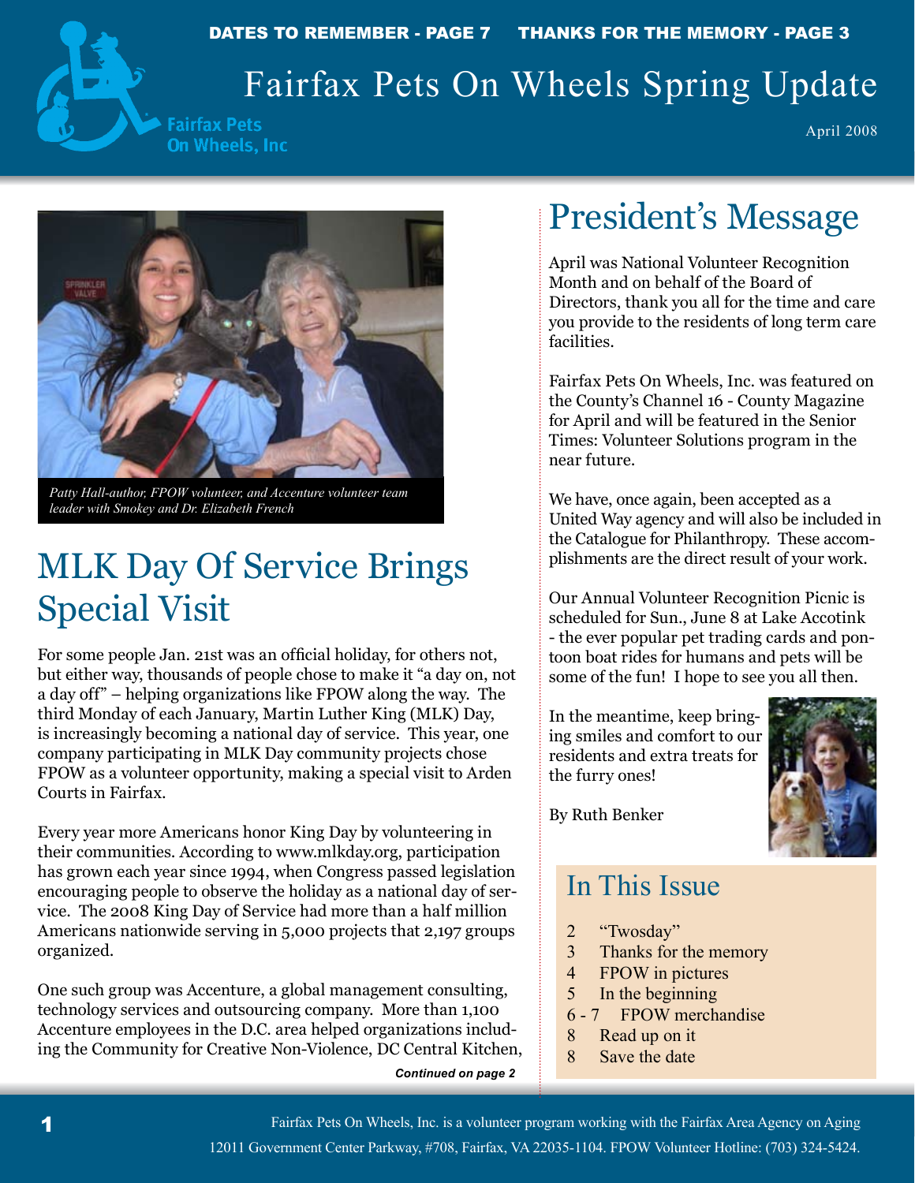DATES TO REMEMBER - PAGE 7 THANKS FOR THE MEMORY - PAGE 3

# Fairfax Pets On Wheels Spring Update

Fairfax Pets On Wheels, Inc

April 2008

*Patty Hall-author, FPOW volunteer, and Accenture volunteer team leader with Smokey and Dr. Elizabeth French*

## MLK Day Of Service Brings Special Visit

For some people Jan. 21st was an official holiday, for others not, but either way, thousands of people chose to make it "a day on, not a day off" – helping organizations like FPOW along the way. The third Monday of each January, Martin Luther King (MLK) Day, is increasingly becoming a national day of service. This year, one company participating in MLK Day community projects chose FPOW as a volunteer opportunity, making a special visit to Arden Courts in Fairfax.

Every year more Americans honor King Day by volunteering in their communities. According to www.mlkday.org, participation has grown each year since 1994, when Congress passed legislation encouraging people to observe the holiday as a national day of service. The 2008 King Day of Service had more than a half million Americans nationwide serving in 5,000 projects that 2,197 groups organized.

One such group was Accenture, a global management consulting, technology services and outsourcing company. More than 1,100 Accenture employees in the D.C. area helped organizations including the Community for Creative Non-Violence, DC Central Kitchen,

***Continued on page 2***

## President's Message

April was National Volunteer Recognition Month and on behalf of the Board of Directors, thank you all for the time and care you provide to the residents of long term care facilities.

Fairfax Pets On Wheels, Inc. was featured on the County's Channel 16 - County Magazine for April and will be featured in the Senior Times: Volunteer Solutions program in the near future.

We have, once again, been accepted as a United Way agency and will also be included in the Catalogue for Philanthropy. These accomplishments are the direct result of your work.

Our Annual Volunteer Recognition Picnic is scheduled for Sun., June 8 at Lake Accotink - the ever popular pet trading cards and pontoon boat rides for humans and pets will be some of the fun! I hope to see you all then.

In the meantime, keep bringing smiles and comfort to our residents and extra treats for the furry ones!

By Ruth Benker

## In This Issue

- 2 "Twosday"
- 3 Thanks for the memory
- 4 FPOW in pictures
- 5 In the beginning
- 6 - 7 FPOW merchandise
- 8 Read up on it
- 8 Save the date

Fairfax Pets On Wheels, Inc. is a volunteer program working with the Fairfax Area Agency on Aging
12011 Government Center Parkway, #708, Fairfax, VA 22035-1104. FPOW Volunteer Hotline: (703) 324-5424.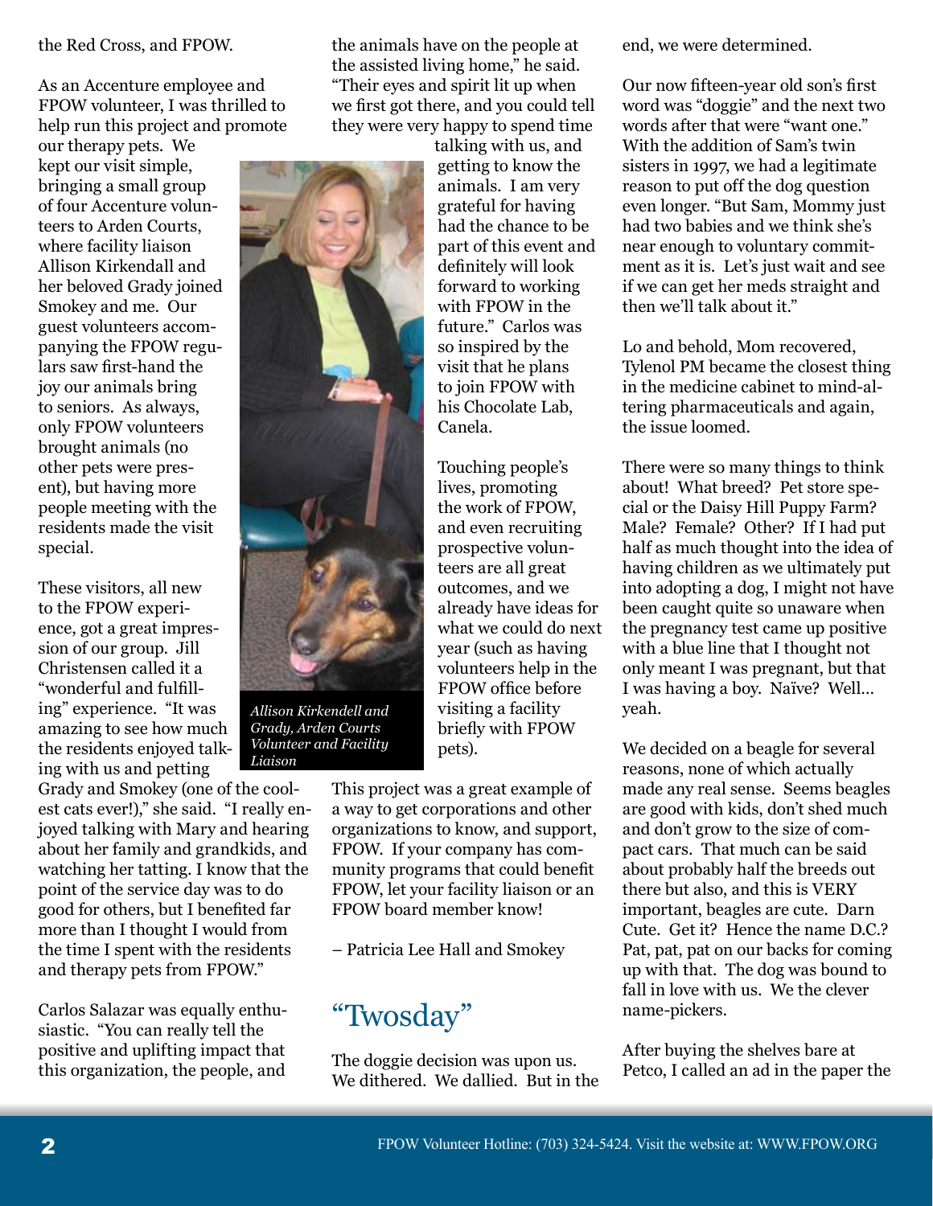the Red Cross, and FPOW.

As an Accenture employee and FPOW volunteer, I was thrilled to help run this project and promote our therapy pets. We kept our visit simple, bringing a small group of four Accenture volunteers to Arden Courts, where facility liaison Allison Kirkendall and her beloved Grady joined Smokey and me. Our guest volunteers accompanying the FPOW regulars saw first-hand the joy our animals bring to seniors. As always, only FPOW volunteers brought animals (no other pets were present), but having more people meeting with the residents made the visit special.

These visitors, all new to the FPOW experience, got a great impression of our group. Jill Christensen called it a "wonderful and fulfilling" experience. "It was amazing to see how much the residents enjoyed talking with us and petting Grady and Smokey (one of the coolest cats ever!)," she said. "I really enjoyed talking with Mary and hearing about her family and grandkids, and watching her tatting. I know that the point of the service day was to do good for others, but I benefited far more than I thought I would from the time I spent with the residents and therapy pets from FPOW."

Carlos Salazar was equally enthusiastic. "You can really tell the positive and uplifting impact that this organization, the people, and the animals have on the people at the assisted living home," he said. "Their eyes and spirit lit up when we first got there, and you could tell they were very happy to spend time talking with us, and getting to know the animals. I am very grateful for having had the chance to be part of this event and definitely will look forward to working with FPOW in the future." Carlos was so inspired by the visit that he plans to join FPOW with his Chocolate Lab, Canela.

*Allison Kirkendell and Grady, Arden Courts Volunteer and Facility Liaison*

Touching people's lives, promoting the work of FPOW, and even recruiting prospective volunteers are all great outcomes, and we already have ideas for what we could do next year (such as having volunteers help in the FPOW office before visiting a facility briefly with FPOW pets).

This project was a great example of a way to get corporations and other organizations to know, and support, FPOW. If your company has community programs that could benefit FPOW, let your facility liaison or an FPOW board member know!

– Patricia Lee Hall and Smokey

## "Twosday"

The doggie decision was upon us. We dithered. We dallied. But in the end, we were determined.

Our now fifteen-year old son's first word was "doggie" and the next two words after that were "want one." With the addition of Sam's twin sisters in 1997, we had a legitimate reason to put off the dog question even longer. "But Sam, Mommy just had two babies and we think she's near enough to voluntary commitment as it is. Let's just wait and see if we can get her meds straight and then we'll talk about it."

Lo and behold, Mom recovered, Tylenol PM became the closest thing in the medicine cabinet to mind-altering pharmaceuticals and again, the issue loomed.

There were so many things to think about! What breed? Pet store special or the Daisy Hill Puppy Farm? Male? Female? Other? If I had put half as much thought into the idea of having children as we ultimately put into adopting a dog, I might not have been caught quite so unaware when the pregnancy test came up positive with a blue line that I thought not only meant I was pregnant, but that I was having a boy. Naïve? Well… yeah.

We decided on a beagle for several reasons, none of which actually made any real sense. Seems beagles are good with kids, don't shed much and don't grow to the size of compact cars. That much can be said about probably half the breeds out there but also, and this is VERY important, beagles are cute. Darn Cute. Get it? Hence the name D.C.? Pat, pat, pat on our backs for coming up with that. The dog was bound to fall in love with us. We the clever name-pickers.

After buying the shelves bare at Petco, I called an ad in the paper the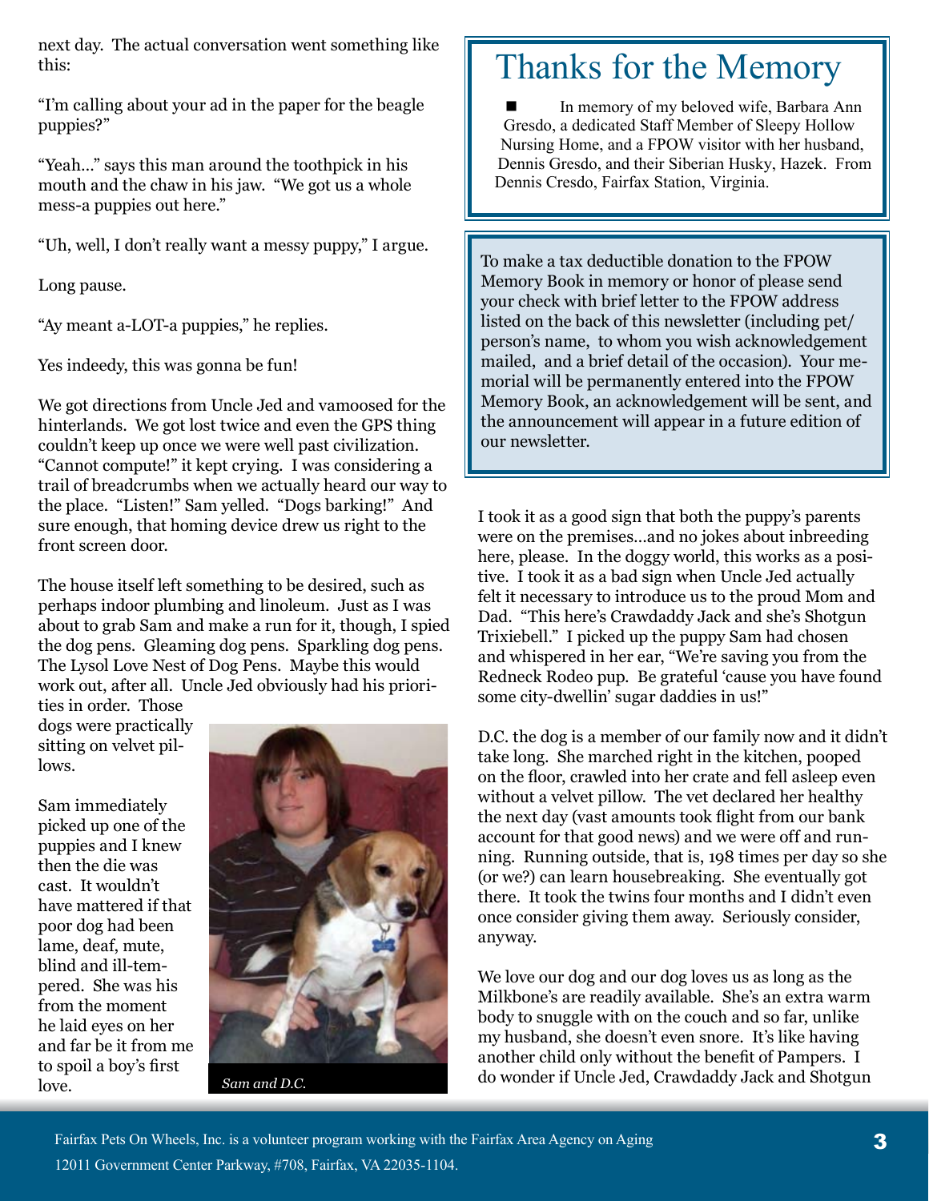next day. The actual conversation went something like this:

"I'm calling about your ad in the paper for the beagle puppies?"

"Yeah..." says this man around the toothpick in his mouth and the chaw in his jaw. "We got us a whole mess-a puppies out here."

"Uh, well, I don't really want a messy puppy," I argue.

Long pause.

"Ay meant a-LOT-a puppies," he replies.

Yes indeedy, this was gonna be fun!

We got directions from Uncle Jed and vamoosed for the hinterlands. We got lost twice and even the GPS thing couldn't keep up once we were well past civilization. "Cannot compute!" it kept crying. I was considering a trail of breadcrumbs when we actually heard our way to the place. "Listen!" Sam yelled. "Dogs barking!" And sure enough, that homing device drew us right to the front screen door.

The house itself left something to be desired, such as perhaps indoor plumbing and linoleum. Just as I was about to grab Sam and make a run for it, though, I spied the dog pens. Gleaming dog pens. Sparkling dog pens. The Lysol Love Nest of Dog Pens. Maybe this would work out, after all. Uncle Jed obviously had his priorities in order. Those dogs were practically sitting on velvet pillows.

Sam immediately picked up one of the puppies and I knew then the die was cast. It wouldn't have mattered if that poor dog had been lame, deaf, mute, blind and ill-tempered. She was his from the moment he laid eyes on her and far be it from me to spoil a boy's first love.

*Sam and D.C.*

I took it as a good sign that both the puppy's parents were on the premises...and no jokes about inbreeding here, please. In the doggy world, this works as a positive. I took it as a bad sign when Uncle Jed actually felt it necessary to introduce us to the proud Mom and Dad. "This here's Crawdaddy Jack and she's Shotgun Trixiebell." I picked up the puppy Sam had chosen and whispered in her ear, "We're saving you from the Redneck Rodeo pup. Be grateful 'cause you have found some city-dwellin' sugar daddies in us!"

D.C. the dog is a member of our family now and it didn't take long. She marched right in the kitchen, pooped on the floor, crawled into her crate and fell asleep even without a velvet pillow. The vet declared her healthy the next day (vast amounts took flight from our bank account for that good news) and we were off and running. Running outside, that is, 198 times per day so she (or we?) can learn housebreaking. She eventually got there. It took the twins four months and I didn't even once consider giving them away. Seriously consider, anyway.

We love our dog and our dog loves us as long as the Milkbone's are readily available. She's an extra warm body to snuggle with on the couch and so far, unlike my husband, she doesn't even snore. It's like having another child only without the benefit of Pampers. I do wonder if Uncle Jed, Crawdaddy Jack and Shotgun

# Thanks for the Memory

■ In memory of my beloved wife, Barbara Ann Gresdo, a dedicated Staff Member of Sleepy Hollow Nursing Home, and a FPOW visitor with her husband, Dennis Gresdo, and their Siberian Husky, Hazek. From Dennis Cresdo, Fairfax Station, Virginia.

To make a tax deductible donation to the FPOW Memory Book in memory or honor of please send your check with brief letter to the FPOW address listed on the back of this newsletter (including pet/person's name, to whom you wish acknowledgement mailed, and a brief detail of the occasion). Your memorial will be permanently entered into the FPOW Memory Book, an acknowledgement will be sent, and the announcement will appear in a future edition of our newsletter.

Fairfax Pets On Wheels, Inc. is a volunteer program working with the Fairfax Area Agency on Aging
12011 Government Center Parkway, #708, Fairfax, VA 22035-1104.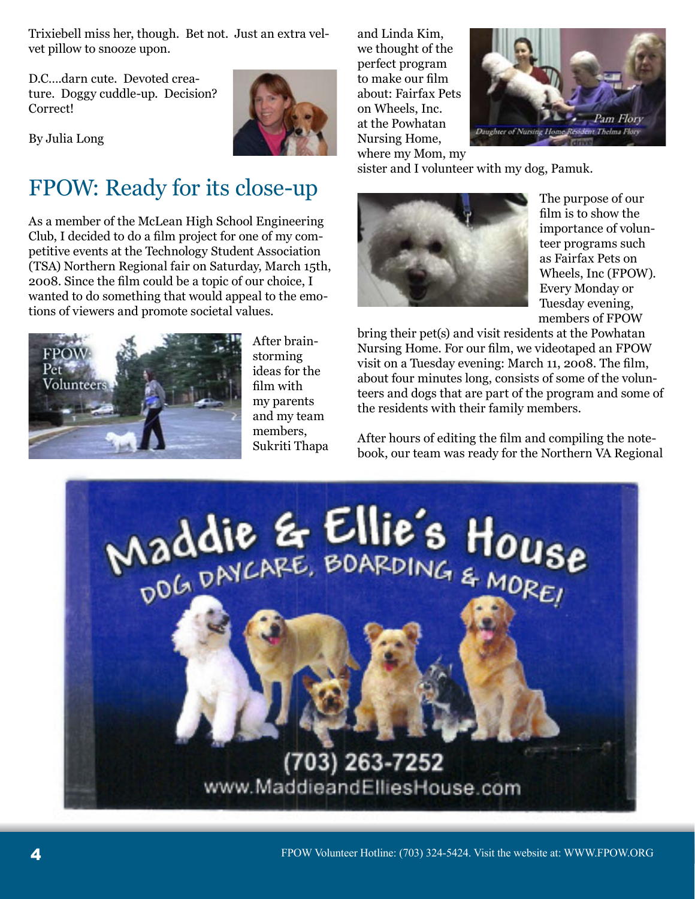Trixiebell miss her, though. Bet not. Just an extra velvet pillow to snooze upon.

D.C....darn cute. Devoted creature. Doggy cuddle-up. Decision? Correct!

By Julia Long

## FPOW: Ready for its close-up

As a member of the McLean High School Engineering Club, I decided to do a film project for one of my competitive events at the Technology Student Association (TSA) Northern Regional fair on Saturday, March 15th, 2008. Since the film could be a topic of our choice, I wanted to do something that would appeal to the emotions of viewers and promote societal values.

After brainstorming ideas for the film with my parents and my team members, Sukriti Thapa and Linda Kim, we thought of the perfect program to make our film about: Fairfax Pets on Wheels, Inc. at the Powhatan Nursing Home, where my Mom, my sister and I volunteer with my dog, Pamuk.

The purpose of our film is to show the importance of volunteer programs such as Fairfax Pets on Wheels, Inc (FPOW). Every Monday or Tuesday evening, members of FPOW bring their pet(s) and visit residents at the Powhatan Nursing Home. For our film, we videotaped an FPOW visit on a Tuesday evening: March 11, 2008. The film, about four minutes long, consists of some of the volunteers and dogs that are part of the program and some of the residents with their family members.

After hours of editing the film and compiling the notebook, our team was ready for the Northern VA Regional

Maddie & Ellie's House
DOG DAYCARE, BOARDING & MORE!
(703) 263-7252
www.MaddieandElliesHouse.com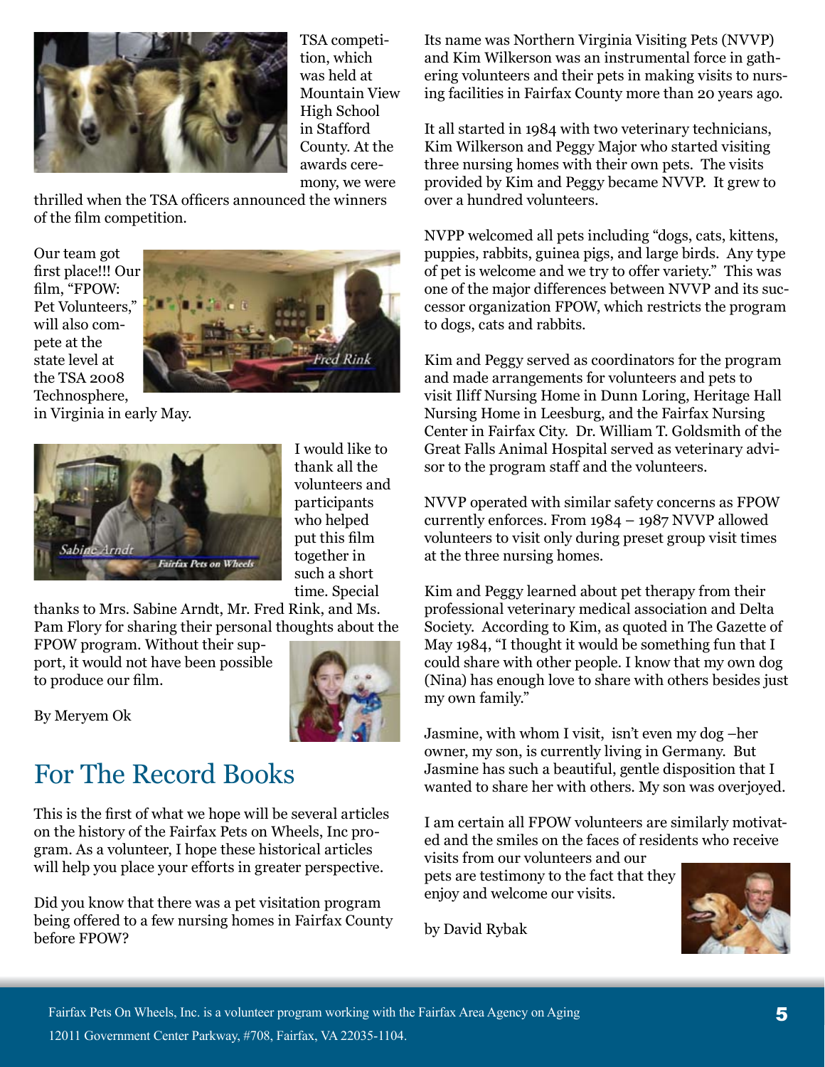TSA competition, which was held at Mountain View High School in Stafford County. At the awards ceremony, we were thrilled when the TSA officers announced the winners of the film competition.

Our team got first place!!! Our film, "FPOW: Pet Volunteers," will also compete at the state level at the TSA 2008 Technosphere, in Virginia in early May.

I would like to thank all the volunteers and participants who helped put this film together in such a short time. Special thanks to Mrs. Sabine Arndt, Mr. Fred Rink, and Ms. Pam Flory for sharing their personal thoughts about the FPOW program. Without their support, it would not have been possible to produce our film.

By Meryem Ok

## For The Record Books

This is the first of what we hope will be several articles on the history of the Fairfax Pets on Wheels, Inc program. As a volunteer, I hope these historical articles will help you place your efforts in greater perspective.

Did you know that there was a pet visitation program being offered to a few nursing homes in Fairfax County before FPOW?

Its name was Northern Virginia Visiting Pets (NVVP) and Kim Wilkerson was an instrumental force in gathering volunteers and their pets in making visits to nursing facilities in Fairfax County more than 20 years ago.

It all started in 1984 with two veterinary technicians, Kim Wilkerson and Peggy Major who started visiting three nursing homes with their own pets. The visits provided by Kim and Peggy became NVVP. It grew to over a hundred volunteers.

NVPP welcomed all pets including "dogs, cats, kittens, puppies, rabbits, guinea pigs, and large birds. Any type of pet is welcome and we try to offer variety." This was one of the major differences between NVVP and its successor organization FPOW, which restricts the program to dogs, cats and rabbits.

Kim and Peggy served as coordinators for the program and made arrangements for volunteers and pets to visit Iliff Nursing Home in Dunn Loring, Heritage Hall Nursing Home in Leesburg, and the Fairfax Nursing Center in Fairfax City. Dr. William T. Goldsmith of the Great Falls Animal Hospital served as veterinary advisor to the program staff and the volunteers.

NVVP operated with similar safety concerns as FPOW currently enforces. From 1984 – 1987 NVVP allowed volunteers to visit only during preset group visit times at the three nursing homes.

Kim and Peggy learned about pet therapy from their professional veterinary medical association and Delta Society. According to Kim, as quoted in The Gazette of May 1984, "I thought it would be something fun that I could share with other people. I know that my own dog (Nina) has enough love to share with others besides just my own family."

Jasmine, with whom I visit, isn't even my dog –her owner, my son, is currently living in Germany. But Jasmine has such a beautiful, gentle disposition that I wanted to share her with others. My son was overjoyed.

I am certain all FPOW volunteers are similarly motivated and the smiles on the faces of residents who receive visits from our volunteers and our pets are testimony to the fact that they enjoy and welcome our visits.

by David Rybak

Fairfax Pets On Wheels, Inc. is a volunteer program working with the Fairfax Area Agency on Aging
12011 Government Center Parkway, #708, Fairfax, VA 22035-1104.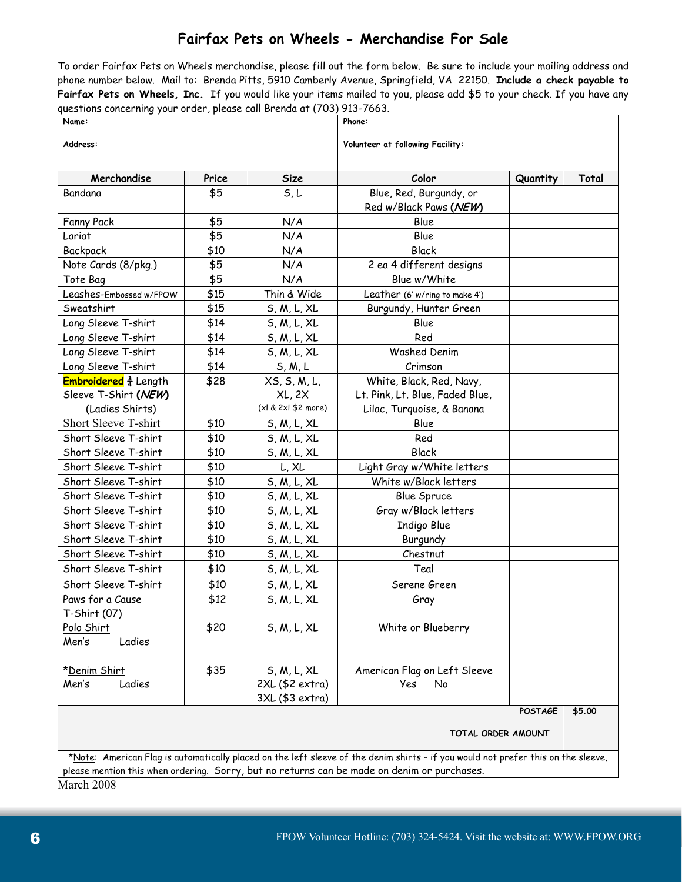# Fairfax Pets on Wheels - Merchandise For Sale

To order Fairfax Pets on Wheels merchandise, please fill out the form below. Be sure to include your mailing address and phone number below. Mail to: Brenda Pitts, 5910 Camberly Avenue, Springfield, VA 22150. **Include a check payable to Fairfax Pets on Wheels, Inc.** If you would like your items mailed to you, please add $5 to your check. If you have any questions concerning your order, please call Brenda at (703) 913-7663.

| **Name:** | | | **Phone:** | | |
|---|---|---|---|---|---|
| **Address:** | | | **Volunteer at following Facility:** | | |
| **Merchandise** | **Price** | **Size** | **Color** | **Quantity** | **Total** |
| Bandana | $5 | S, L | Blue, Red, Burgundy, or Red w/Black Paws ***(NEW)*** | | |
| Fanny Pack | $5 | N/A | Blue | | |
| Lariat | $5 | N/A | Blue | | |
| Backpack | $10 | N/A | Black | | |
| Note Cards (8/pkg.) | $5 | N/A | 2 ea 4 different designs | | |
| Tote Bag | $5 | N/A | Blue w/White | | |
| Leashes-Embossed w/FPOW | $15 | Thin & Wide | Leather (6' w/ring to make 4') | | |
| Sweatshirt | $15 | S, M, L, XL | Burgundy, Hunter Green | | |
| Long Sleeve T-shirt | $14 | S, M, L, XL | Blue | | |
| Long Sleeve T-shirt | $14 | S, M, L, XL | Red | | |
| Long Sleeve T-shirt | $14 | S, M, L, XL | Washed Denim | | |
| Long Sleeve T-shirt | $14 | S, M, L | Crimson | | |
| **Embroidered** ¾ Length Sleeve T-Shirt ***(NEW)*** (Ladies Shirts) | $28 | XS, S, M, L, XL, 2X (xl & 2xl $2 more) | White, Black, Red, Navy, Lt. Pink, Lt. Blue, Faded Blue, Lilac, Turquoise, & Banana | | |
| Short Sleeve T-shirt | $10 | S, M, L, XL | Blue | | |
| Short Sleeve T-shirt | $10 | S, M, L, XL | Red | | |
| Short Sleeve T-shirt | $10 | S, M, L, XL | Black | | |
| Short Sleeve T-shirt | $10 | L, XL | Light Gray w/White letters | | |
| Short Sleeve T-shirt | $10 | S, M, L, XL | White w/Black letters | | |
| Short Sleeve T-shirt | $10 | S, M, L, XL | Blue Spruce | | |
| Short Sleeve T-shirt | $10 | S, M, L, XL | Gray w/Black letters | | |
| Short Sleeve T-shirt | $10 | S, M, L, XL | Indigo Blue | | |
| Short Sleeve T-shirt | $10 | S, M, L, XL | Burgundy | | |
| Short Sleeve T-shirt | $10 | S, M, L, XL | Chestnut | | |
| Short Sleeve T-shirt | $10 | S, M, L, XL | Teal | | |
| Short Sleeve T-shirt | $10 | S, M, L, XL | Serene Green | | |
| Paws for a Cause T-Shirt (07) | $12 | S, M, L, XL | Gray | | |
| Polo Shirt Men's Ladies | $20 | S, M, L, XL | White or Blueberry | | |
| *Denim Shirt Men's Ladies | $35 | S, M, L, XL 2XL ($2 extra) 3XL ($3 extra) | American Flag on Left Sleeve Yes No | | |
| | | | | **POSTAGE** | **$5.00** |
| | | | | **TOTAL ORDER AMOUNT** | |

*Note: American Flag is automatically placed on the left sleeve of the denim shirts – if you would not prefer this on the sleeve, please mention this when ordering. Sorry, but no returns can be made on denim or purchases.

March 2008

FPOW Volunteer Hotline: (703) 324-5424. Visit the website at: WWW.FPOW.ORG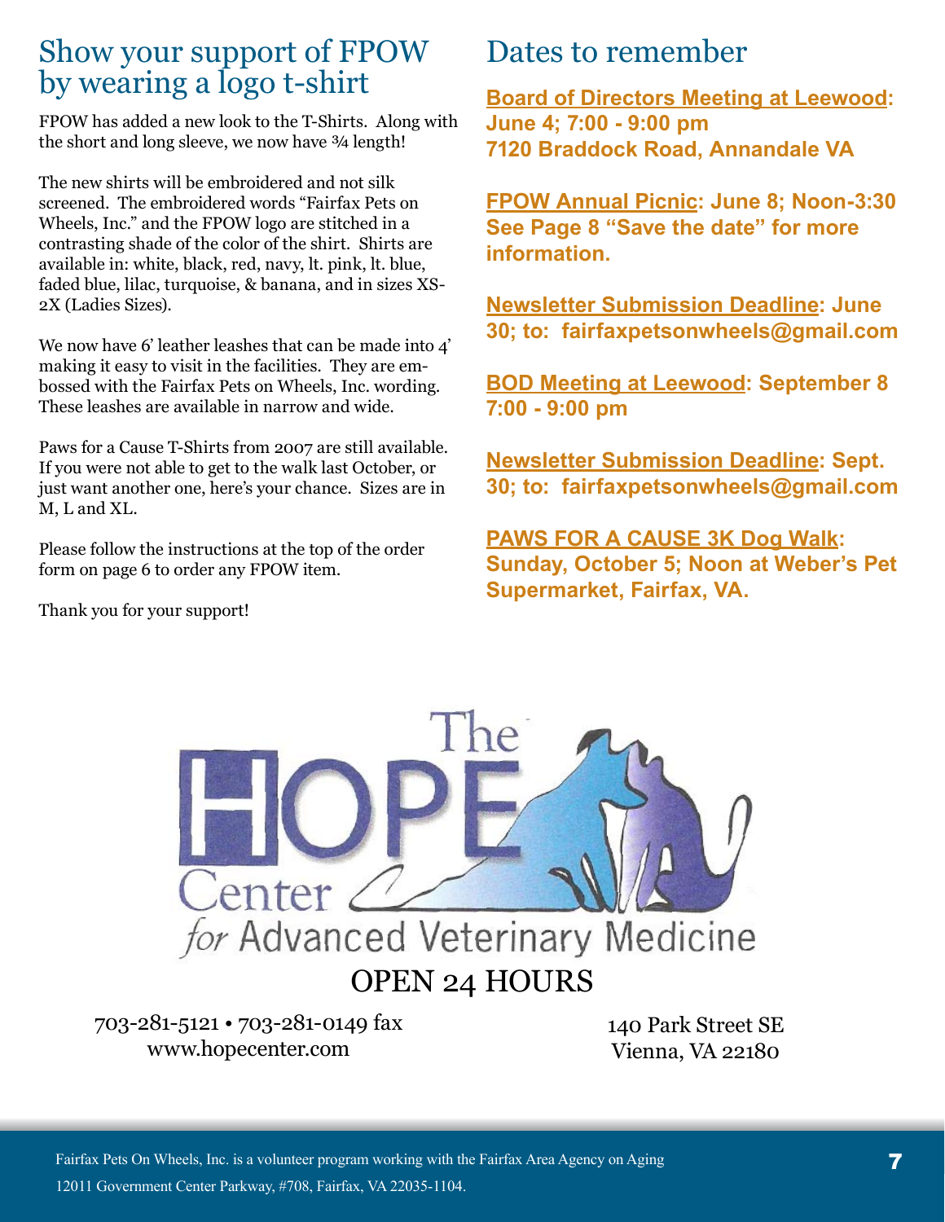## Show your support of FPOW by wearing a logo t-shirt

FPOW has added a new look to the T-Shirts. Along with the short and long sleeve, we now have ¾ length!

The new shirts will be embroidered and not silk screened. The embroidered words "Fairfax Pets on Wheels, Inc." and the FPOW logo are stitched in a contrasting shade of the color of the shirt. Shirts are available in: white, black, red, navy, lt. pink, lt. blue, faded blue, lilac, turquoise, & banana, and in sizes XS-2X (Ladies Sizes).

We now have 6' leather leashes that can be made into 4' making it easy to visit in the facilities. They are embossed with the Fairfax Pets on Wheels, Inc. wording. These leashes are available in narrow and wide.

Paws for a Cause T-Shirts from 2007 are still available. If you were not able to get to the walk last October, or just want another one, here's your chance. Sizes are in M, L and XL.

Please follow the instructions at the top of the order form on page 6 to order any FPOW item.

Thank you for your support!

## Dates to remember

**Board of Directors Meeting at Leewood: June 4; 7:00 - 9:00 pm 7120 Braddock Road, Annandale VA**

**FPOW Annual Picnic: June 8; Noon-3:30 See Page 8 "Save the date" for more information.**

**Newsletter Submission Deadline: June 30; to: fairfaxpetsonwheels@gmail.com**

**BOD Meeting at Leewood: September 8 7:00 - 9:00 pm**

**Newsletter Submission Deadline: Sept. 30; to: fairfaxpetsonwheels@gmail.com**

**PAWS FOR A CAUSE 3K Dog Walk: Sunday, October 5; Noon at Weber's Pet Supermarket, Fairfax, VA.**

The HOPE Center *for* Advanced Veterinary Medicine

OPEN 24 HOURS

703-281-5121 • 703-281-0149 fax
www.hopecenter.com

140 Park Street SE
Vienna, VA 22180

Fairfax Pets On Wheels, Inc. is a volunteer program working with the Fairfax Area Agency on Aging
12011 Government Center Parkway, #708, Fairfax, VA 22035-1104.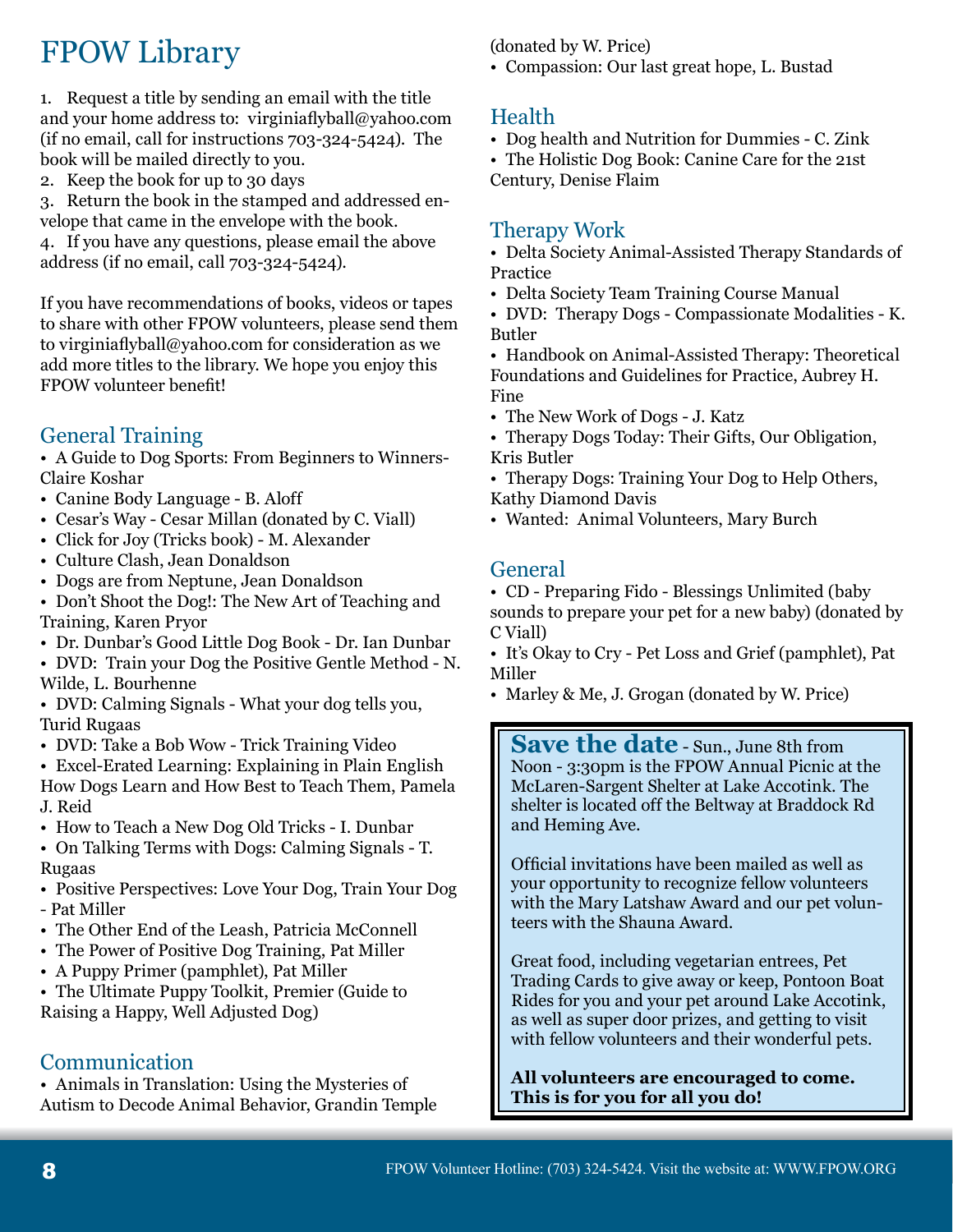# FPOW Library

1. Request a title by sending an email with the title and your home address to: virginiaflyball@yahoo.com (if no email, call for instructions 703-324-5424). The book will be mailed directly to you.
2. Keep the book for up to 30 days
3. Return the book in the stamped and addressed envelope that came in the envelope with the book.
4. If you have any questions, please email the above address (if no email, call 703-324-5424).

If you have recommendations of books, videos or tapes to share with other FPOW volunteers, please send them to virginiaflyball@yahoo.com for consideration as we add more titles to the library. We hope you enjoy this FPOW volunteer benefit!

## General Training

- A Guide to Dog Sports: From Beginners to Winners- Claire Koshar
- Canine Body Language - B. Aloff
- Cesar's Way - Cesar Millan (donated by C. Viall)
- Click for Joy (Tricks book) - M. Alexander
- Culture Clash, Jean Donaldson
- Dogs are from Neptune, Jean Donaldson
- Don't Shoot the Dog!: The New Art of Teaching and Training, Karen Pryor
- Dr. Dunbar's Good Little Dog Book - Dr. Ian Dunbar
- DVD: Train your Dog the Positive Gentle Method - N. Wilde, L. Bourhenne
- DVD: Calming Signals - What your dog tells you, Turid Rugaas
- DVD: Take a Bob Wow - Trick Training Video
- Excel-Erated Learning: Explaining in Plain English How Dogs Learn and How Best to Teach Them, Pamela J. Reid
- How to Teach a New Dog Old Tricks - I. Dunbar
- On Talking Terms with Dogs: Calming Signals - T. Rugaas
- Positive Perspectives: Love Your Dog, Train Your Dog - Pat Miller
- The Other End of the Leash, Patricia McConnell
- The Power of Positive Dog Training, Pat Miller
- A Puppy Primer (pamphlet), Pat Miller
- The Ultimate Puppy Toolkit, Premier (Guide to Raising a Happy, Well Adjusted Dog)

## Communication

- Animals in Translation: Using the Mysteries of Autism to Decode Animal Behavior, Grandin Temple (donated by W. Price)
- Compassion: Our last great hope, L. Bustad

## Health

- Dog health and Nutrition for Dummies - C. Zink
- The Holistic Dog Book: Canine Care for the 21st Century, Denise Flaim

## Therapy Work

- Delta Society Animal-Assisted Therapy Standards of Practice
- Delta Society Team Training Course Manual
- DVD: Therapy Dogs - Compassionate Modalities - K. Butler
- Handbook on Animal-Assisted Therapy: Theoretical Foundations and Guidelines for Practice, Aubrey H. Fine
- The New Work of Dogs - J. Katz
- Therapy Dogs Today: Their Gifts, Our Obligation, Kris Butler
- Therapy Dogs: Training Your Dog to Help Others, Kathy Diamond Davis
- Wanted: Animal Volunteers, Mary Burch

## General

- CD - Preparing Fido - Blessings Unlimited (baby sounds to prepare your pet for a new baby) (donated by C Viall)
- It's Okay to Cry - Pet Loss and Grief (pamphlet), Pat Miller
- Marley & Me, J. Grogan (donated by W. Price)

**Save the date** - Sun., June 8th from Noon - 3:30pm is the FPOW Annual Picnic at the McLaren-Sargent Shelter at Lake Accotink. The shelter is located off the Beltway at Braddock Rd and Heming Ave.

Official invitations have been mailed as well as your opportunity to recognize fellow volunteers with the Mary Latshaw Award and our pet volunteers with the Shauna Award.

Great food, including vegetarian entrees, Pet Trading Cards to give away or keep, Pontoon Boat Rides for you and your pet around Lake Accotink, as well as super door prizes, and getting to visit with fellow volunteers and their wonderful pets.

**All volunteers are encouraged to come. This is for you for all you do!**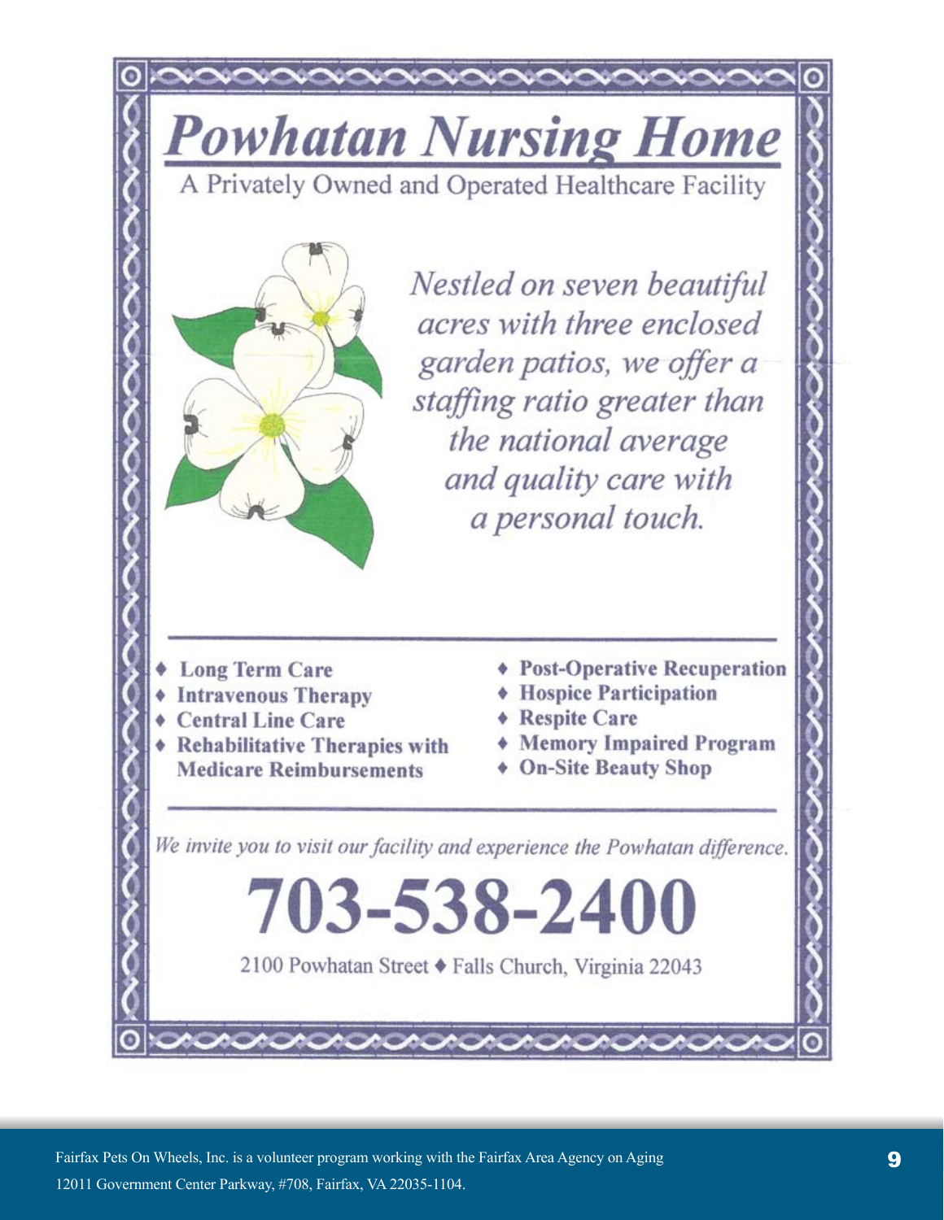# Powhatan Nursing Home

A Privately Owned and Operated Healthcare Facility

*Nestled on seven beautiful acres with three enclosed garden patios, we offer a staffing ratio greater than the national average and quality care with a personal touch.*

- **Long Term Care**
- **Intravenous Therapy**
- **Central Line Care**
- **Rehabilitative Therapies with Medicare Reimbursements**
- **Post-Operative Recuperation**
- **Hospice Participation**
- **Respite Care**
- **Memory Impaired Program**
- **On-Site Beauty Shop**

*We invite you to visit our facility and experience the Powhatan difference.*

**703-538-2400**

2100 Powhatan Street ♦ Falls Church, Virginia 22043

Fairfax Pets On Wheels, Inc. is a volunteer program working with the Fairfax Area Agency on Aging
12011 Government Center Parkway, #708, Fairfax, VA 22035-1104.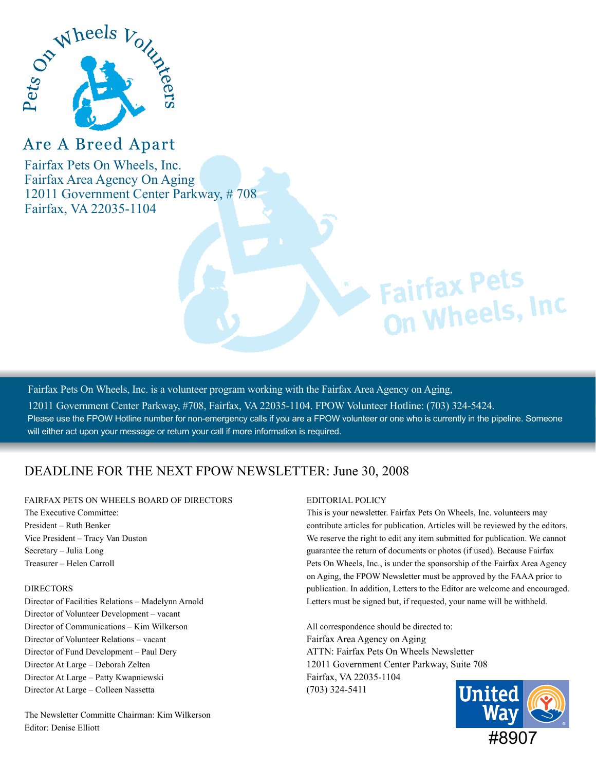Pets On Wheels Volunteers

Are A Breed Apart

Fairfax Pets On Wheels, Inc.
Fairfax Area Agency On Aging
12011 Government Center Parkway, # 708
Fairfax, VA 22035-1104

Fairfax Pets On Wheels, Inc

Fairfax Pets On Wheels, Inc. is a volunteer program working with the Fairfax Area Agency on Aging, 12011 Government Center Parkway, #708, Fairfax, VA 22035-1104. FPOW Volunteer Hotline: (703) 324-5424.
Please use the FPOW Hotline number for non-emergency calls if you are a FPOW volunteer or one who is currently in the pipeline. Someone will either act upon your message or return your call if more information is required.

## DEADLINE FOR THE NEXT FPOW NEWSLETTER: June 30, 2008

FAIRFAX PETS ON WHEELS BOARD OF DIRECTORS

The Executive Committee:
President – Ruth Benker
Vice President – Tracy Van Duston
Secretary – Julia Long
Treasurer – Helen Carroll

DIRECTORS

Director of Facilities Relations – Madelynn Arnold
Director of Volunteer Development – vacant
Director of Communications – Kim Wilkerson
Director of Volunteer Relations – vacant
Director of Fund Development – Paul Dery
Director At Large – Deborah Zelten
Director At Large – Patty Kwapniewski
Director At Large – Colleen Nassetta

The Newsletter Committe Chairman: Kim Wilkerson
Editor: Denise Elliott

EDITORIAL POLICY

This is your newsletter. Fairfax Pets On Wheels, Inc. volunteers may contribute articles for publication. Articles will be reviewed by the editors. We reserve the right to edit any item submitted for publication. We cannot guarantee the return of documents or photos (if used). Because Fairfax Pets On Wheels, Inc., is under the sponsorship of the Fairfax Area Agency on Aging, the FPOW Newsletter must be approved by the FAAA prior to publication. In addition, Letters to the Editor are welcome and encouraged. Letters must be signed but, if requested, your name will be withheld.

All correspondence should be directed to:
Fairfax Area Agency on Aging
ATTN: Fairfax Pets On Wheels Newsletter
12011 Government Center Parkway, Suite 708
Fairfax, VA 22035-1104
(703) 324-5411

United Way
#8907